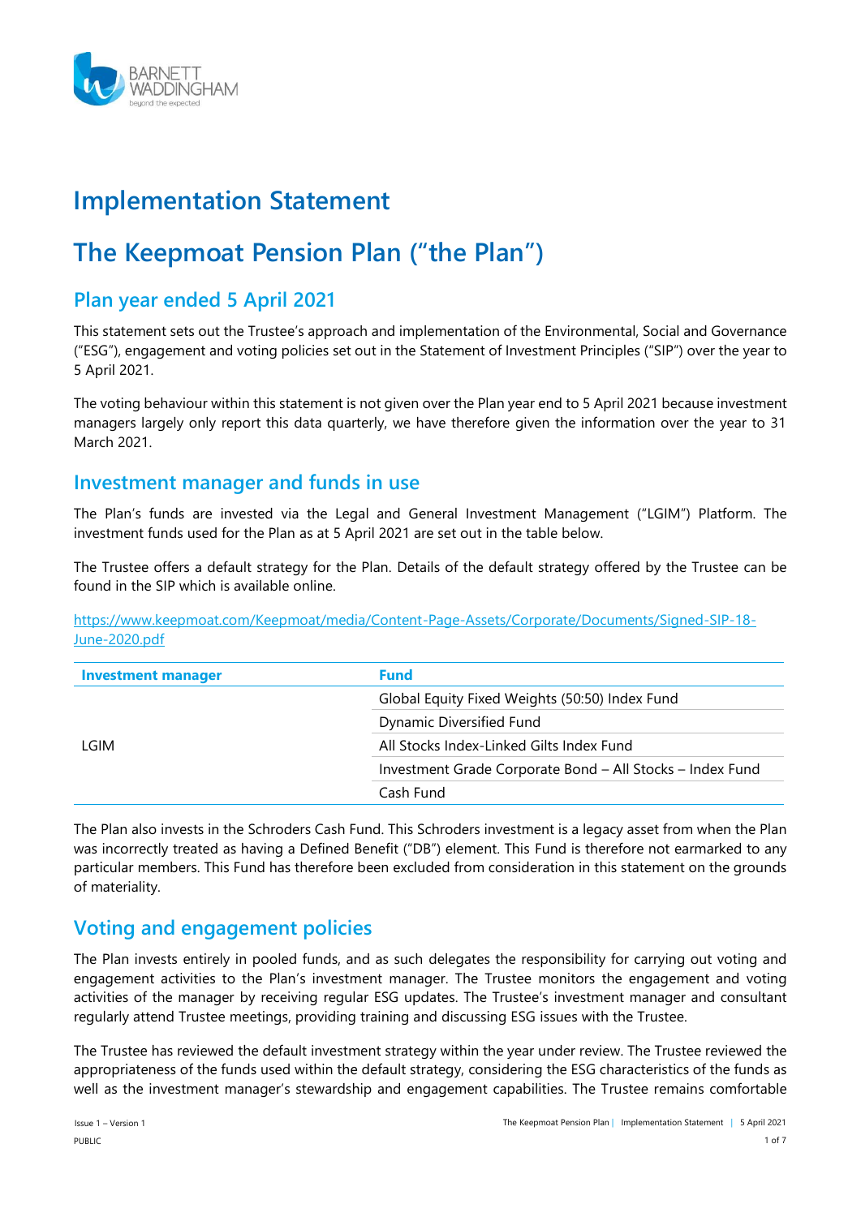# Implementation Statement

# The Keepmoat Pension Plan ("the Plan")

## Plan year ended 5 April 2021

This statement sets out the Trustee's approach and implementation of the Environmental, Social and Governance ("ESG"), engagement and voting policies set out in the Statement of Investment Principles ("SIP") over the year to 5 April 2021.

The voting behaviour within this statement is not given over the Plan year end to 5 April 2021 because investment managers largely only report this data quarterly, we have therefore given the information over the year to 31 March 2021.

## Investment manager and funds in use

The Plan's funds are invested via the Legal and General Investment Management ("LGIM") Platform. The investment funds used for the Plan as at 5 April 2021 are set out in the table below.

The Trustee offers a default strategy for the Plan. Details of the default strategy offered by the Trustee can be found in the SIP which is available online.

https://www.keepmoat.com/Keepmoat/media/Content-Page-Assets/Corporate/Documents/Signed-SIP-18-June-2020.pdf

| Investment manager | Fund |
|---|---|
| LGIM | Global Equity Fixed Weights (50:50) Index Fund |
| | Dynamic Diversified Fund |
| | All Stocks Index-Linked Gilts Index Fund |
| | Investment Grade Corporate Bond – All Stocks – Index Fund |
| | Cash Fund |

The Plan also invests in the Schroders Cash Fund. This Schroders investment is a legacy asset from when the Plan was incorrectly treated as having a Defined Benefit ("DB") element. This Fund is therefore not earmarked to any particular members. This Fund has therefore been excluded from consideration in this statement on the grounds of materiality.

## Voting and engagement policies

The Plan invests entirely in pooled funds, and as such delegates the responsibility for carrying out voting and engagement activities to the Plan's investment manager. The Trustee monitors the engagement and voting activities of the manager by receiving regular ESG updates. The Trustee's investment manager and consultant regularly attend Trustee meetings, providing training and discussing ESG issues with the Trustee.

The Trustee has reviewed the default investment strategy within the year under review. The Trustee reviewed the appropriateness of the funds used within the default strategy, considering the ESG characteristics of the funds as well as the investment manager's stewardship and engagement capabilities. The Trustee remains comfortable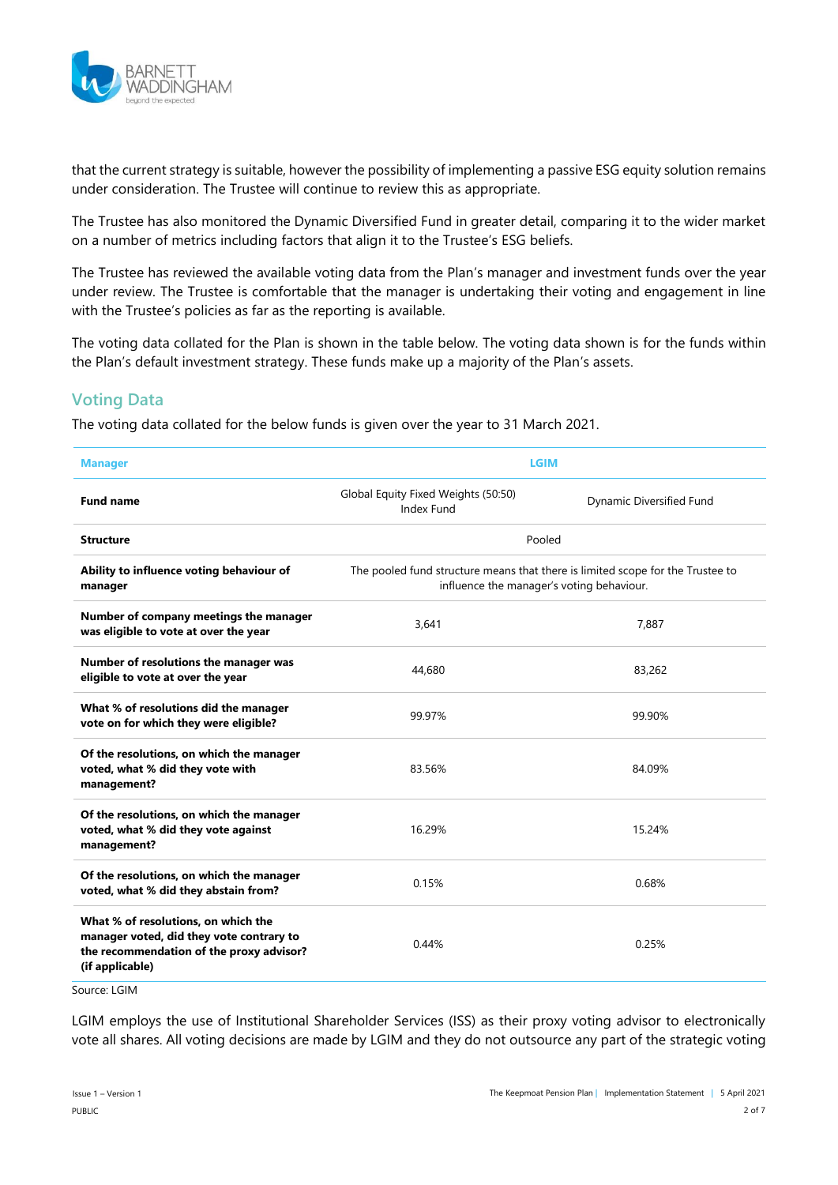that the current strategy is suitable, however the possibility of implementing a passive ESG equity solution remains under consideration. The Trustee will continue to review this as appropriate.

The Trustee has also monitored the Dynamic Diversified Fund in greater detail, comparing it to the wider market on a number of metrics including factors that align it to the Trustee's ESG beliefs.

The Trustee has reviewed the available voting data from the Plan's manager and investment funds over the year under review. The Trustee is comfortable that the manager is undertaking their voting and engagement in line with the Trustee's policies as far as the reporting is available.

The voting data collated for the Plan is shown in the table below. The voting data shown is for the funds within the Plan's default investment strategy. These funds make up a majority of the Plan's assets.

## Voting Data

The voting data collated for the below funds is given over the year to 31 March 2021.

| Manager | LGIM | |
|---|---|---|
| **Fund name** | Global Equity Fixed Weights (50:50) Index Fund | Dynamic Diversified Fund |
| **Structure** | Pooled | |
| **Ability to influence voting behaviour of manager** | The pooled fund structure means that there is limited scope for the Trustee to influence the manager's voting behaviour. | |
| **Number of company meetings the manager was eligible to vote at over the year** | 3,641 | 7,887 |
| **Number of resolutions the manager was eligible to vote at over the year** | 44,680 | 83,262 |
| **What % of resolutions did the manager vote on for which they were eligible?** | 99.97% | 99.90% |
| **Of the resolutions, on which the manager voted, what % did they vote with management?** | 83.56% | 84.09% |
| **Of the resolutions, on which the manager voted, what % did they vote against management?** | 16.29% | 15.24% |
| **Of the resolutions, on which the manager voted, what % did they abstain from?** | 0.15% | 0.68% |
| **What % of resolutions, on which the manager voted, did they vote contrary to the recommendation of the proxy advisor? (if applicable)** | 0.44% | 0.25% |

Source: LGIM

LGIM employs the use of Institutional Shareholder Services (ISS) as their proxy voting advisor to electronically vote all shares. All voting decisions are made by LGIM and they do not outsource any part of the strategic voting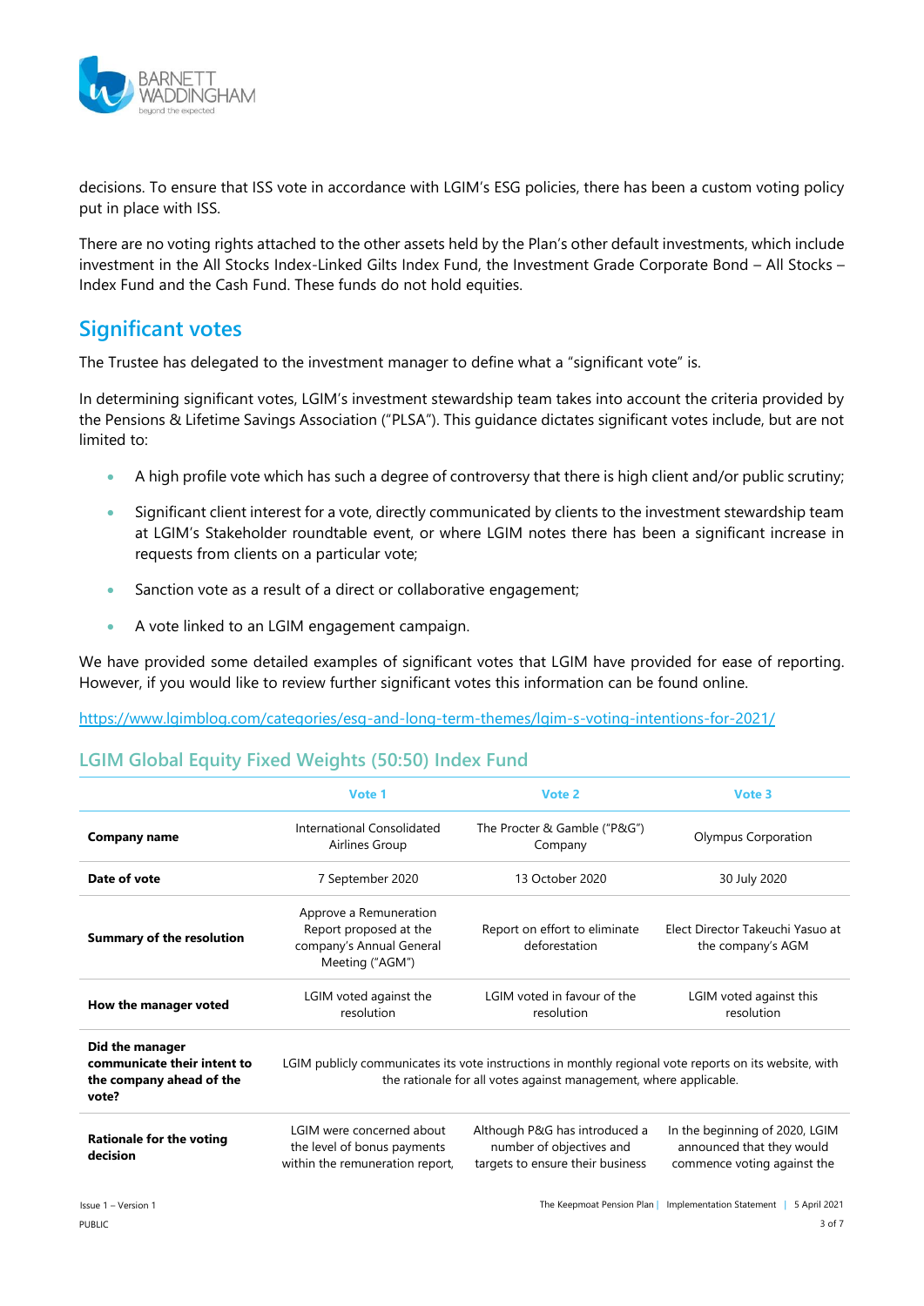decisions. To ensure that ISS vote in accordance with LGIM's ESG policies, there has been a custom voting policy put in place with ISS.

There are no voting rights attached to the other assets held by the Plan's other default investments, which include investment in the All Stocks Index-Linked Gilts Index Fund, the Investment Grade Corporate Bond – All Stocks – Index Fund and the Cash Fund. These funds do not hold equities.

## Significant votes

The Trustee has delegated to the investment manager to define what a "significant vote" is.

In determining significant votes, LGIM's investment stewardship team takes into account the criteria provided by the Pensions & Lifetime Savings Association ("PLSA"). This guidance dictates significant votes include, but are not limited to:

- A high profile vote which has such a degree of controversy that there is high client and/or public scrutiny;
- Significant client interest for a vote, directly communicated by clients to the investment stewardship team at LGIM's Stakeholder roundtable event, or where LGIM notes there has been a significant increase in requests from clients on a particular vote;
- Sanction vote as a result of a direct or collaborative engagement;
- A vote linked to an LGIM engagement campaign.

We have provided some detailed examples of significant votes that LGIM have provided for ease of reporting. However, if you would like to review further significant votes this information can be found online.

https://www.lgimblog.com/categories/esg-and-long-term-themes/lgim-s-voting-intentions-for-2021/

### LGIM Global Equity Fixed Weights (50:50) Index Fund

| | Vote 1 | Vote 2 | Vote 3 |
|---|---|---|---|
| **Company name** | International Consolidated Airlines Group | The Procter & Gamble ("P&G") Company | Olympus Corporation |
| **Date of vote** | 7 September 2020 | 13 October 2020 | 30 July 2020 |
| **Summary of the resolution** | Approve a Remuneration Report proposed at the company's Annual General Meeting ("AGM") | Report on effort to eliminate deforestation | Elect Director Takeuchi Yasuo at the company's AGM |
| **How the manager voted** | LGIM voted against the resolution | LGIM voted in favour of the resolution | LGIM voted against this resolution |
| **Did the manager communicate their intent to the company ahead of the vote?** | LGIM publicly communicates its vote instructions in monthly regional vote reports on its website, with the rationale for all votes against management, where applicable. | | |
| **Rationale for the voting decision** | LGIM were concerned about the level of bonus payments within the remuneration report, | Although P&G has introduced a number of objectives and targets to ensure their business | In the beginning of 2020, LGIM announced that they would commence voting against the |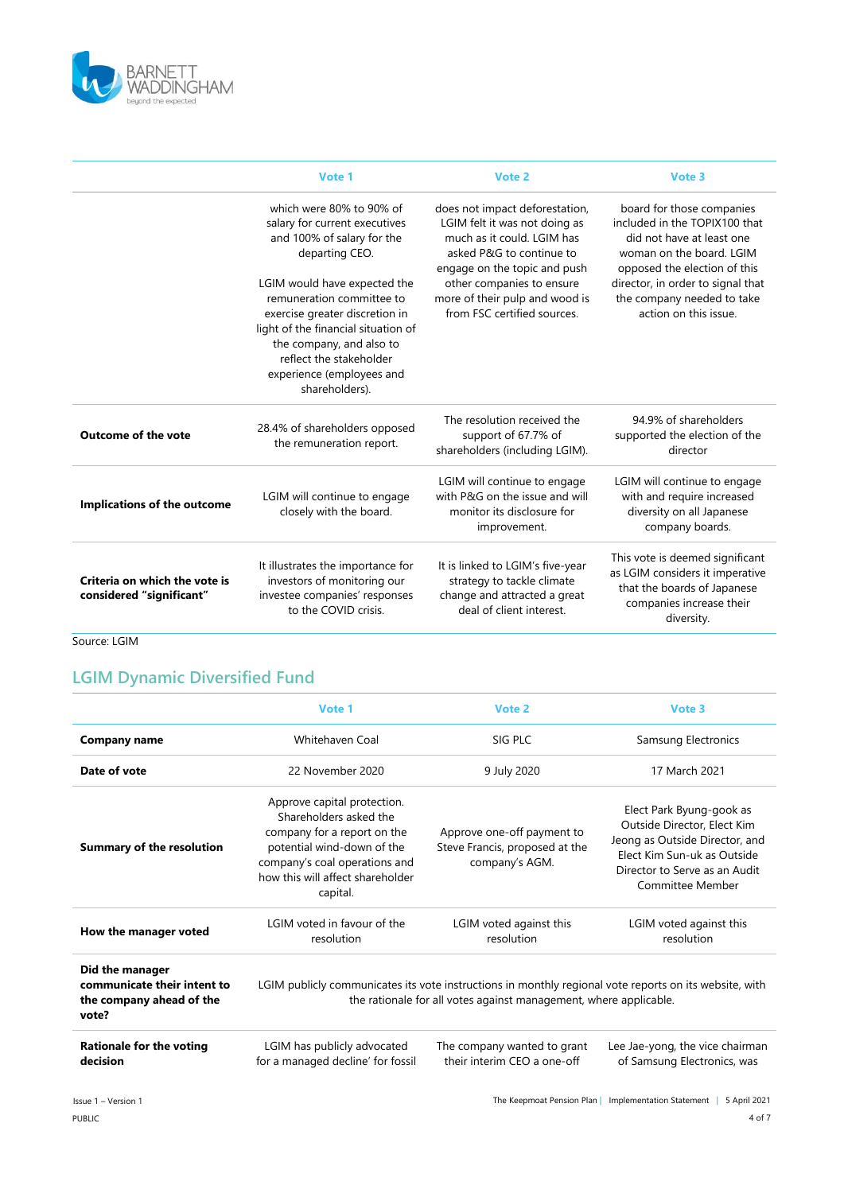|  | Vote 1 | Vote 2 | Vote 3 |
|---|---|---|---|
|  | which were 80% to 90% of salary for current executives and 100% of salary for the departing CEO.<br><br>LGIM would have expected the remuneration committee to exercise greater discretion in light of the financial situation of the company, and also to reflect the stakeholder experience (employees and shareholders). | does not impact deforestation, LGIM felt it was not doing as much as it could. LGIM has asked P&G to continue to engage on the topic and push other companies to ensure more of their pulp and wood is from FSC certified sources. | board for those companies included in the TOPIX100 that did not have at least one woman on the board. LGIM opposed the election of this director, in order to signal that the company needed to take action on this issue. |
| **Outcome of the vote** | 28.4% of shareholders opposed the remuneration report. | The resolution received the support of 67.7% of shareholders (including LGIM). | 94.9% of shareholders supported the election of the director |
| **Implications of the outcome** | LGIM will continue to engage closely with the board. | LGIM will continue to engage with P&G on the issue and will monitor its disclosure for improvement. | LGIM will continue to engage with and require increased diversity on all Japanese company boards. |
| **Criteria on which the vote is considered "significant"** | It illustrates the importance for investors of monitoring our investee companies' responses to the COVID crisis. | It is linked to LGIM's five-year strategy to tackle climate change and attracted a great deal of client interest. | This vote is deemed significant as LGIM considers it imperative that the boards of Japanese companies increase their diversity. |

Source: LGIM

## LGIM Dynamic Diversified Fund

|  | Vote 1 | Vote 2 | Vote 3 |
|---|---|---|---|
| **Company name** | Whitehaven Coal | SIG PLC | Samsung Electronics |
| **Date of vote** | 22 November 2020 | 9 July 2020 | 17 March 2021 |
| **Summary of the resolution** | Approve capital protection. Shareholders asked the company for a report on the potential wind-down of the company's coal operations and how this will affect shareholder capital. | Approve one-off payment to Steve Francis, proposed at the company's AGM. | Elect Park Byung-gook as Outside Director, Elect Kim Jeong as Outside Director, and Elect Kim Sun-uk as Outside Director to Serve as an Audit Committee Member |
| **How the manager voted** | LGIM voted in favour of the resolution | LGIM voted against this resolution | LGIM voted against this resolution |
| **Did the manager communicate their intent to the company ahead of the vote?** | LGIM publicly communicates its vote instructions in monthly regional vote reports on its website, with the rationale for all votes against management, where applicable. | | |
| **Rationale for the voting decision** | LGIM has publicly advocated for a managed decline' for fossil | The company wanted to grant their interim CEO a one-off | Lee Jae-yong, the vice chairman of Samsung Electronics, was |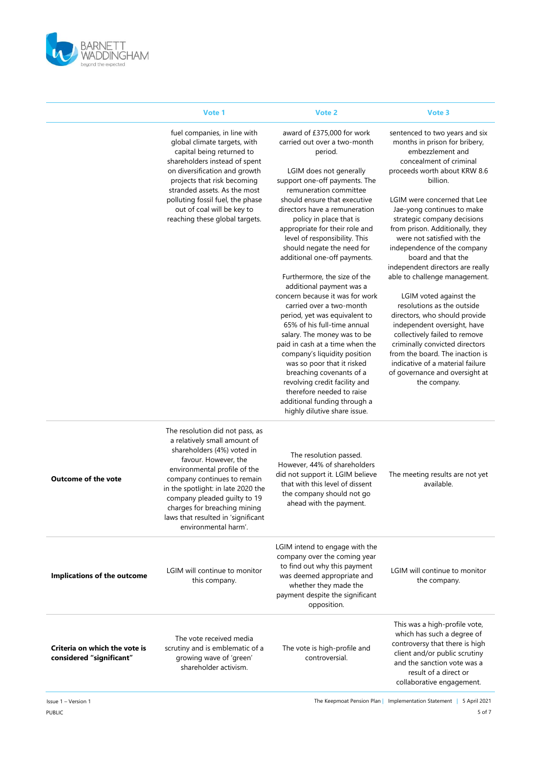| | Vote 1 | Vote 2 | Vote 3 |
|---|---|---|---|
| | fuel companies, in line with global climate targets, with capital being returned to shareholders instead of spent on diversification and growth projects that risk becoming stranded assets. As the most polluting fossil fuel, the phase out of coal will be key to reaching these global targets. | award of £375,000 for work carried out over a two-month period.<br><br>LGIM does not generally support one-off payments. The remuneration committee should ensure that executive directors have a remuneration policy in place that is appropriate for their role and level of responsibility. This should negate the need for additional one-off payments.<br><br>Furthermore, the size of the additional payment was a concern because it was for work carried over a two-month period, yet was equivalent to 65% of his full-time annual salary. The money was to be paid in cash at a time when the company's liquidity position was so poor that it risked breaching covenants of a revolving credit facility and therefore needed to raise additional funding through a highly dilutive share issue. | sentenced to two years and six months in prison for bribery, embezzlement and concealment of criminal proceeds worth about KRW 8.6 billion.<br><br>LGIM were concerned that Lee Jae-yong continues to make strategic company decisions from prison. Additionally, they were not satisfied with the independence of the company board and that the independent directors are really able to challenge management.<br><br>LGIM voted against the resolutions as the outside directors, who should provide independent oversight, have collectively failed to remove criminally convicted directors from the board. The inaction is indicative of a material failure of governance and oversight at the company. |
| **Outcome of the vote** | The resolution did not pass, as a relatively small amount of shareholders (4%) voted in favour. However, the environmental profile of the company continues to remain in the spotlight: in late 2020 the company pleaded guilty to 19 charges for breaching mining laws that resulted in 'significant environmental harm'. | The resolution passed. However, 44% of shareholders did not support it. LGIM believe that with this level of dissent the company should not go ahead with the payment. | The meeting results are not yet available. |
| **Implications of the outcome** | LGIM will continue to monitor this company. | LGIM intend to engage with the company over the coming year to find out why this payment was deemed appropriate and whether they made the payment despite the significant opposition. | LGIM will continue to monitor the company. |
| **Criteria on which the vote is considered "significant"** | The vote received media scrutiny and is emblematic of a growing wave of 'green' shareholder activism. | The vote is high-profile and controversial. | This was a high-profile vote, which has such a degree of controversy that there is high client and/or public scrutiny and the sanction vote was a result of a direct or collaborative engagement. |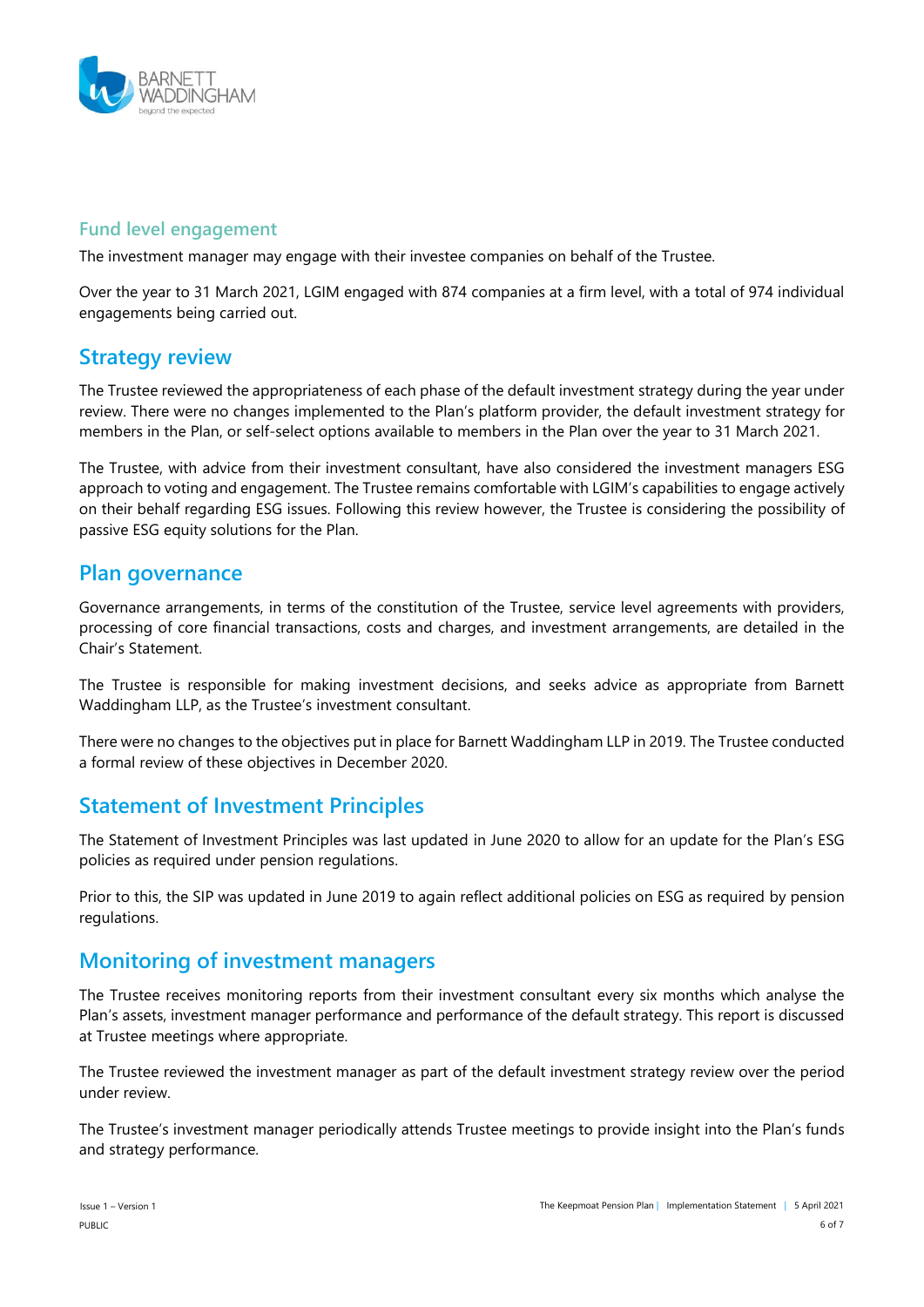### Fund level engagement

The investment manager may engage with their investee companies on behalf of the Trustee.

Over the year to 31 March 2021, LGIM engaged with 874 companies at a firm level, with a total of 974 individual engagements being carried out.

## Strategy review

The Trustee reviewed the appropriateness of each phase of the default investment strategy during the year under review. There were no changes implemented to the Plan's platform provider, the default investment strategy for members in the Plan, or self-select options available to members in the Plan over the year to 31 March 2021.

The Trustee, with advice from their investment consultant, have also considered the investment managers ESG approach to voting and engagement. The Trustee remains comfortable with LGIM's capabilities to engage actively on their behalf regarding ESG issues. Following this review however, the Trustee is considering the possibility of passive ESG equity solutions for the Plan.

## Plan governance

Governance arrangements, in terms of the constitution of the Trustee, service level agreements with providers, processing of core financial transactions, costs and charges, and investment arrangements, are detailed in the Chair's Statement.

The Trustee is responsible for making investment decisions, and seeks advice as appropriate from Barnett Waddingham LLP, as the Trustee's investment consultant.

There were no changes to the objectives put in place for Barnett Waddingham LLP in 2019. The Trustee conducted a formal review of these objectives in December 2020.

## Statement of Investment Principles

The Statement of Investment Principles was last updated in June 2020 to allow for an update for the Plan's ESG policies as required under pension regulations.

Prior to this, the SIP was updated in June 2019 to again reflect additional policies on ESG as required by pension regulations.

## Monitoring of investment managers

The Trustee receives monitoring reports from their investment consultant every six months which analyse the Plan's assets, investment manager performance and performance of the default strategy. This report is discussed at Trustee meetings where appropriate.

The Trustee reviewed the investment manager as part of the default investment strategy review over the period under review.

The Trustee's investment manager periodically attends Trustee meetings to provide insight into the Plan's funds and strategy performance.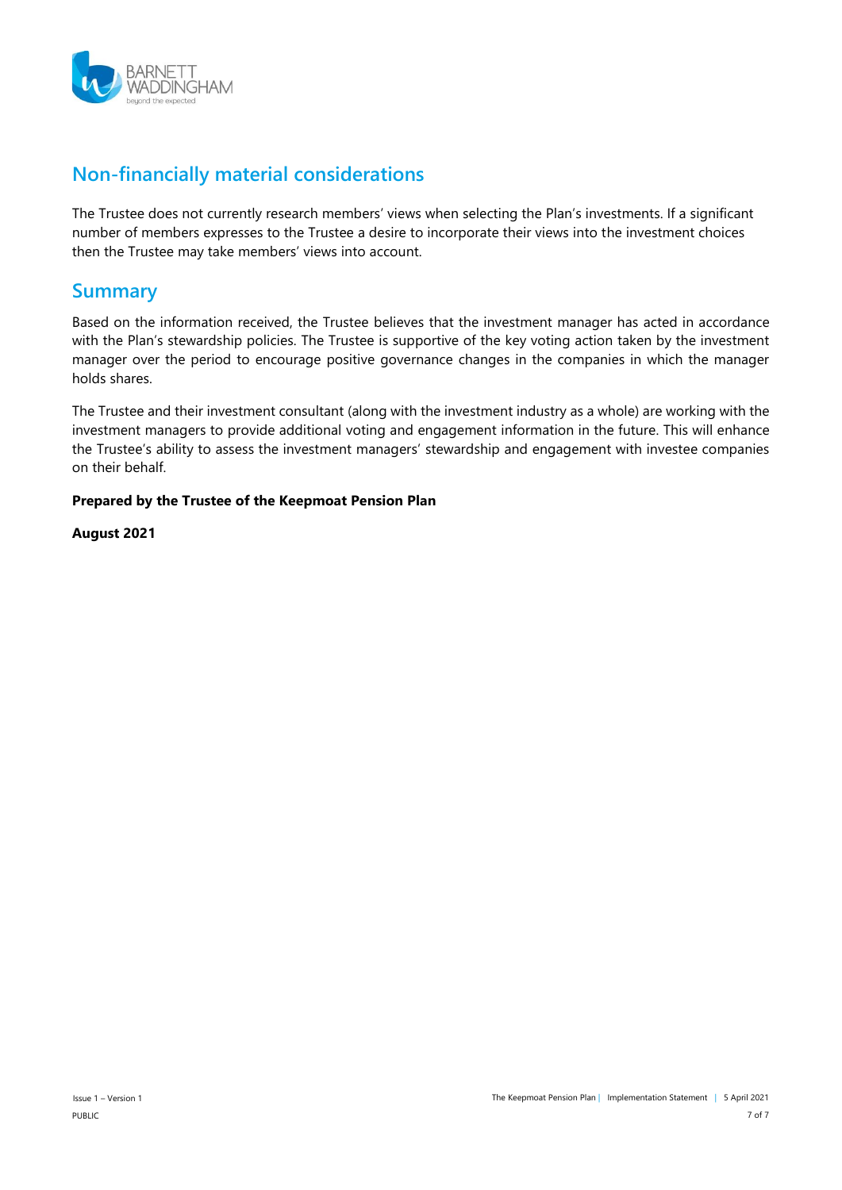## Non-financially material considerations

The Trustee does not currently research members' views when selecting the Plan's investments. If a significant number of members expresses to the Trustee a desire to incorporate their views into the investment choices then the Trustee may take members' views into account.

## Summary

Based on the information received, the Trustee believes that the investment manager has acted in accordance with the Plan's stewardship policies. The Trustee is supportive of the key voting action taken by the investment manager over the period to encourage positive governance changes in the companies in which the manager holds shares.

The Trustee and their investment consultant (along with the investment industry as a whole) are working with the investment managers to provide additional voting and engagement information in the future. This will enhance the Trustee's ability to assess the investment managers' stewardship and engagement with investee companies on their behalf.

**Prepared by the Trustee of the Keepmoat Pension Plan**

**August 2021**